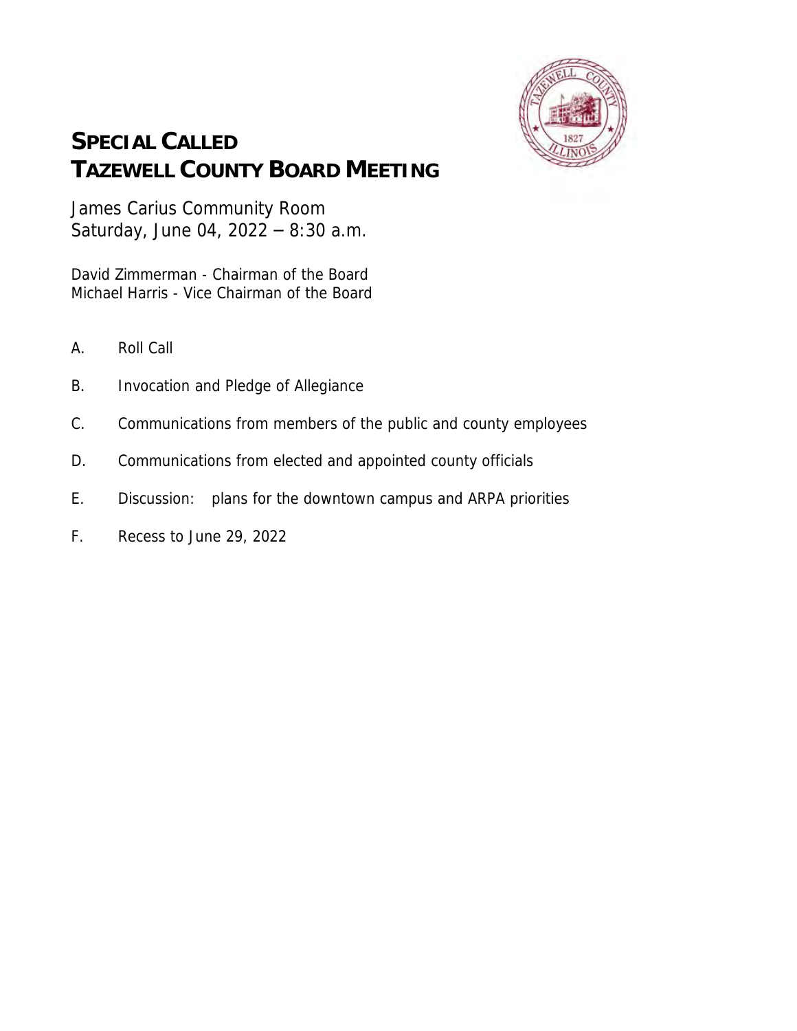# SPECIAL CALLED TAZEWELL COUNTY BOARD MEETING

James Carius Community Room
Saturday, June 04, 2022 – 8:30 a.m.

David Zimmerman - Chairman of the Board
Michael Harris - Vice Chairman of the Board

A. Roll Call

B. Invocation and Pledge of Allegiance

C. Communications from members of the public and county employees

D. Communications from elected and appointed county officials

E. Discussion: plans for the downtown campus and ARPA priorities

F. Recess to June 29, 2022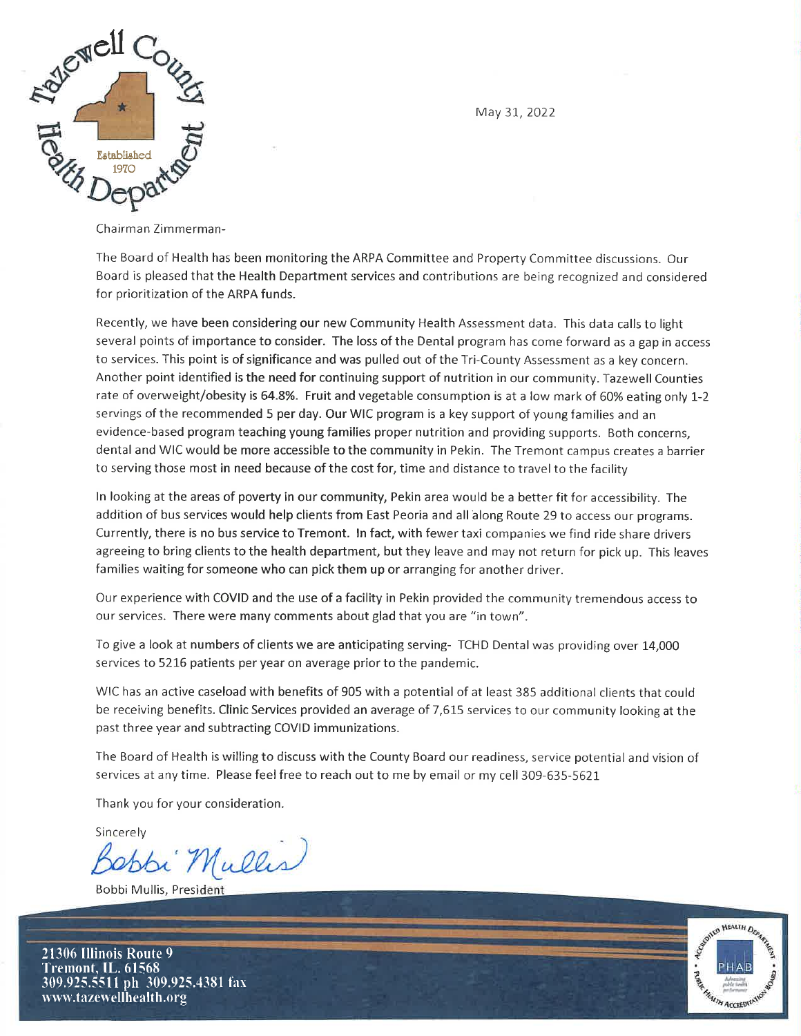May 31, 2022

Chairman Zimmerman-

The Board of Health has been monitoring the ARPA Committee and Property Committee discussions. Our Board is pleased that the Health Department services and contributions are being recognized and considered for prioritization of the ARPA funds.

Recently, we have been considering our new Community Health Assessment data. This data calls to light several points of importance to consider. The loss of the Dental program has come forward as a gap in access to services. This point is of significance and was pulled out of the Tri-County Assessment as a key concern. Another point identified is the need for continuing support of nutrition in our community. Tazewell Counties rate of overweight/obesity is 64.8%. Fruit and vegetable consumption is at a low mark of 60% eating only 1-2 servings of the recommended 5 per day. Our WIC program is a key support of young families and an evidence-based program teaching young families proper nutrition and providing supports. Both concerns, dental and WIC would be more accessible to the community in Pekin. The Tremont campus creates a barrier to serving those most in need because of the cost for, time and distance to travel to the facility

In looking at the areas of poverty in our community, Pekin area would be a better fit for accessibility. The addition of bus services would help clients from East Peoria and all along Route 29 to access our programs. Currently, there is no bus service to Tremont. In fact, with fewer taxi companies we find ride share drivers agreeing to bring clients to the health department, but they leave and may not return for pick up. This leaves families waiting for someone who can pick them up or arranging for another driver.

Our experience with COVID and the use of a facility in Pekin provided the community tremendous access to our services. There were many comments about glad that you are "in town".

To give a look at numbers of clients we are anticipating serving- TCHD Dental was providing over 14,000 services to 5216 patients per year on average prior to the pandemic.

WIC has an active caseload with benefits of 905 with a potential of at least 385 additional clients that could be receiving benefits. Clinic Services provided an average of 7,615 services to our community looking at the past three year and subtracting COVID immunizations.

The Board of Health is willing to discuss with the County Board our readiness, service potential and vision of services at any time. Please feel free to reach out to me by email or my cell 309-635-5621

Thank you for your consideration.

Sincerely

Bobbi Mullis

Bobbi Mullis, President

21306 Illinois Route 9
Tremont, IL. 61568
309.925.5511 ph 309.925.4381 fax
www.tazewellhealth.org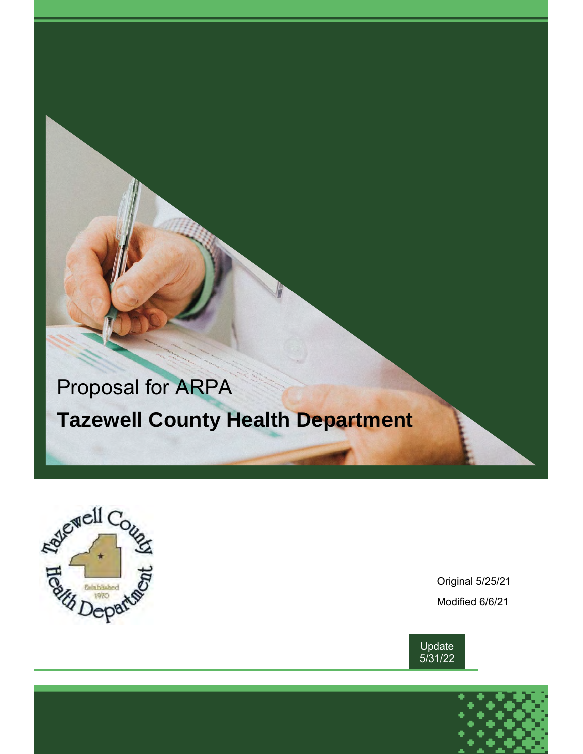Proposal for ARPA

# Tazewell County Health Department

Original 5/25/21

Modified 6/6/21

Update 5/31/22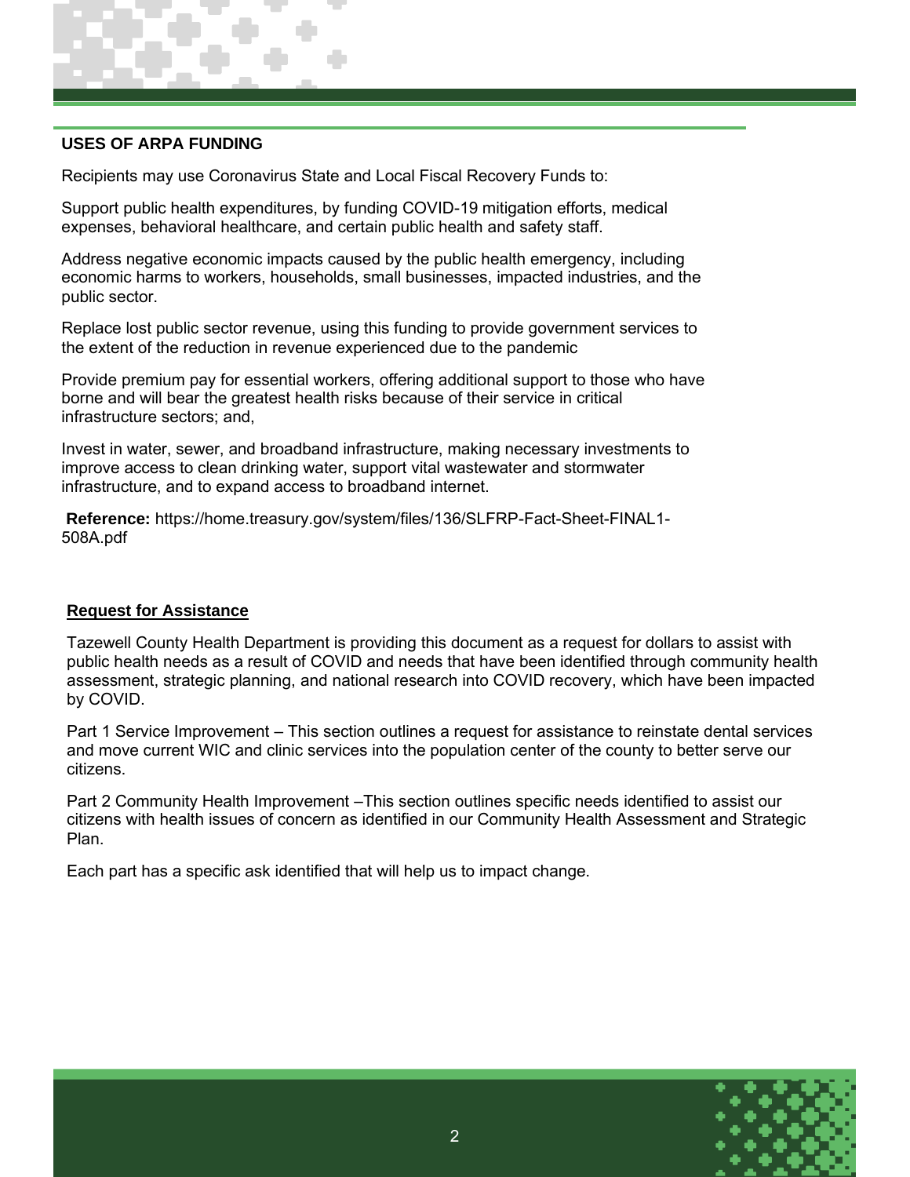## USES OF ARPA FUNDING

Recipients may use Coronavirus State and Local Fiscal Recovery Funds to:

Support public health expenditures, by funding COVID-19 mitigation efforts, medical expenses, behavioral healthcare, and certain public health and safety staff.

Address negative economic impacts caused by the public health emergency, including economic harms to workers, households, small businesses, impacted industries, and the public sector.

Replace lost public sector revenue, using this funding to provide government services to the extent of the reduction in revenue experienced due to the pandemic

Provide premium pay for essential workers, offering additional support to those who have borne and will bear the greatest health risks because of their service in critical infrastructure sectors; and,

Invest in water, sewer, and broadband infrastructure, making necessary investments to improve access to clean drinking water, support vital wastewater and stormwater infrastructure, and to expand access to broadband internet.

**Reference:** https://home.treasury.gov/system/files/136/SLFRP-Fact-Sheet-FINAL1-508A.pdf

## Request for Assistance

Tazewell County Health Department is providing this document as a request for dollars to assist with public health needs as a result of COVID and needs that have been identified through community health assessment, strategic planning, and national research into COVID recovery, which have been impacted by COVID.

Part 1 Service Improvement – This section outlines a request for assistance to reinstate dental services and move current WIC and clinic services into the population center of the county to better serve our citizens.

Part 2 Community Health Improvement –This section outlines specific needs identified to assist our citizens with health issues of concern as identified in our Community Health Assessment and Strategic Plan.

Each part has a specific ask identified that will help us to impact change.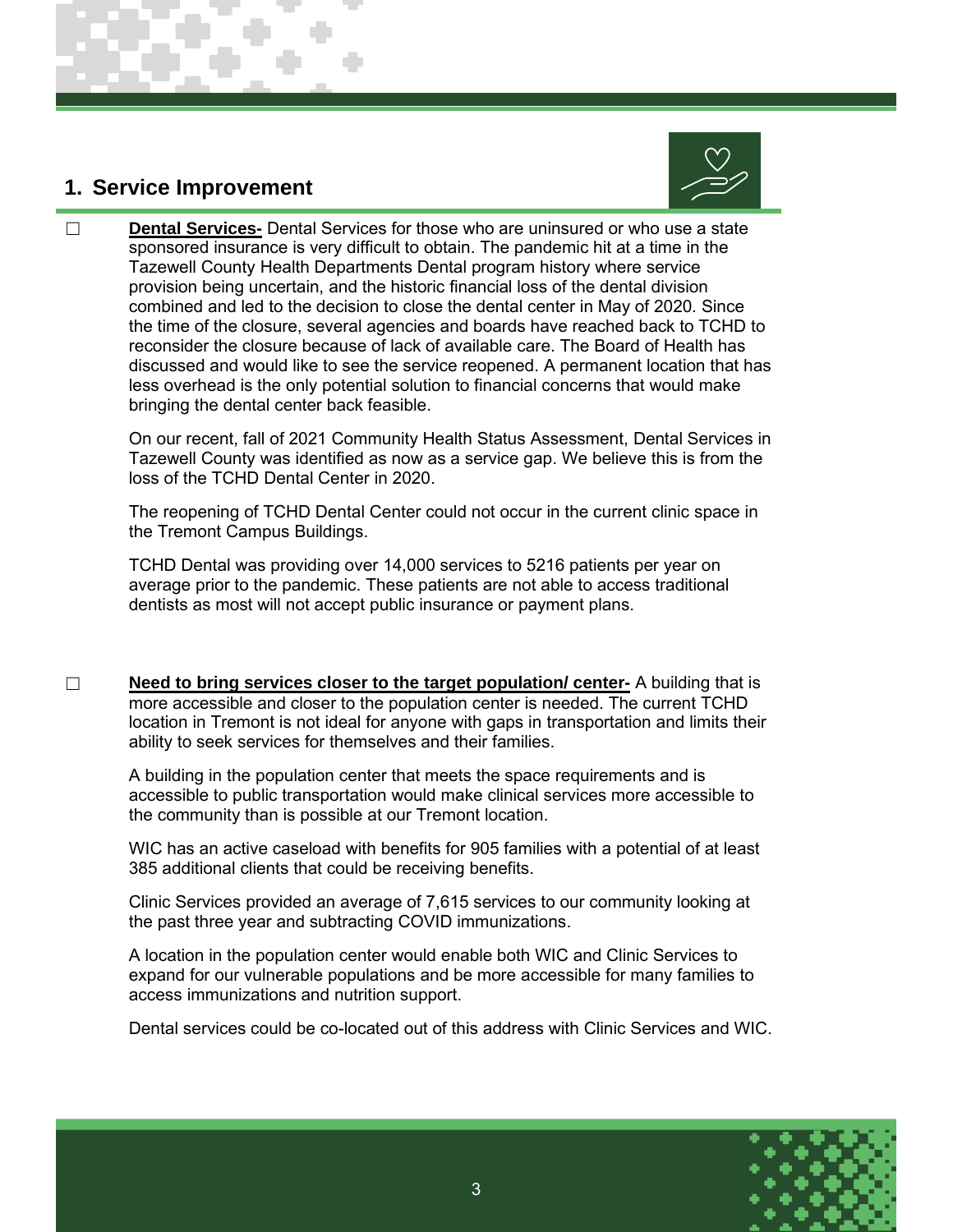## 1. Service Improvement

- ☐ **Dental Services-** Dental Services for those who are uninsured or who use a state sponsored insurance is very difficult to obtain. The pandemic hit at a time in the Tazewell County Health Departments Dental program history where service provision being uncertain, and the historic financial loss of the dental division combined and led to the decision to close the dental center in May of 2020. Since the time of the closure, several agencies and boards have reached back to TCHD to reconsider the closure because of lack of available care. The Board of Health has discussed and would like to see the service reopened. A permanent location that has less overhead is the only potential solution to financial concerns that would make bringing the dental center back feasible.

  On our recent, fall of 2021 Community Health Status Assessment, Dental Services in Tazewell County was identified as now as a service gap. We believe this is from the loss of the TCHD Dental Center in 2020.

  The reopening of TCHD Dental Center could not occur in the current clinic space in the Tremont Campus Buildings.

  TCHD Dental was providing over 14,000 services to 5216 patients per year on average prior to the pandemic. These patients are not able to access traditional dentists as most will not accept public insurance or payment plans.

- ☐ **Need to bring services closer to the target population/ center-** A building that is more accessible and closer to the population center is needed. The current TCHD location in Tremont is not ideal for anyone with gaps in transportation and limits their ability to seek services for themselves and their families.

  A building in the population center that meets the space requirements and is accessible to public transportation would make clinical services more accessible to the community than is possible at our Tremont location.

  WIC has an active caseload with benefits for 905 families with a potential of at least 385 additional clients that could be receiving benefits.

  Clinic Services provided an average of 7,615 services to our community looking at the past three year and subtracting COVID immunizations.

  A location in the population center would enable both WIC and Clinic Services to expand for our vulnerable populations and be more accessible for many families to access immunizations and nutrition support.

  Dental services could be co-located out of this address with Clinic Services and WIC.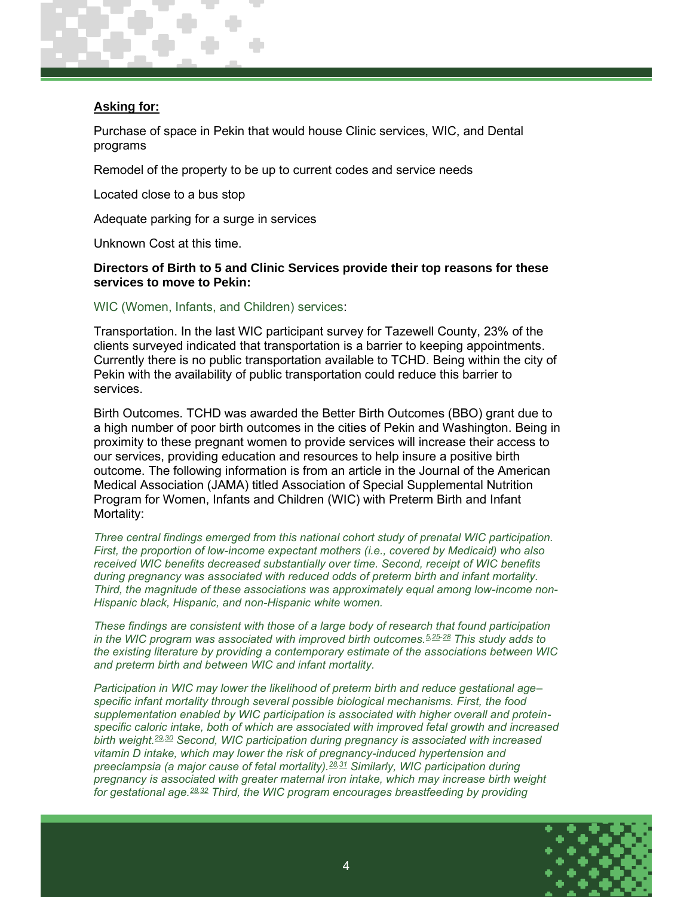**Asking for:**

Purchase of space in Pekin that would house Clinic services, WIC, and Dental programs

Remodel of the property to be up to current codes and service needs

Located close to a bus stop

Adequate parking for a surge in services

Unknown Cost at this time.

**Directors of Birth to 5 and Clinic Services provide their top reasons for these services to move to Pekin:**

WIC (Women, Infants, and Children) services:

Transportation. In the last WIC participant survey for Tazewell County, 23% of the clients surveyed indicated that transportation is a barrier to keeping appointments. Currently there is no public transportation available to TCHD. Being within the city of Pekin with the availability of public transportation could reduce this barrier to services.

Birth Outcomes. TCHD was awarded the Better Birth Outcomes (BBO) grant due to a high number of poor birth outcomes in the cities of Pekin and Washington. Being in proximity to these pregnant women to provide services will increase their access to our services, providing education and resources to help insure a positive birth outcome. The following information is from an article in the Journal of the American Medical Association (JAMA) titled Association of Special Supplemental Nutrition Program for Women, Infants and Children (WIC) with Preterm Birth and Infant Mortality:

*Three central findings emerged from this national cohort study of prenatal WIC participation. First, the proportion of low-income expectant mothers (i.e., covered by Medicaid) who also received WIC benefits decreased substantially over time. Second, receipt of WIC benefits during pregnancy was associated with reduced odds of preterm birth and infant mortality. Third, the magnitude of these associations was approximately equal among low-income non-Hispanic black, Hispanic, and non-Hispanic white women.*

*These findings are consistent with those of a large body of research that found participation in the WIC program was associated with improved birth outcomes.[5,25-28] This study adds to the existing literature by providing a contemporary estimate of the associations between WIC and preterm birth and between WIC and infant mortality.*

*Participation in WIC may lower the likelihood of preterm birth and reduce gestational age–specific infant mortality through several possible biological mechanisms. First, the food supplementation enabled by WIC participation is associated with higher overall and protein-specific caloric intake, both of which are associated with improved fetal growth and increased birth weight.[29,30] Second, WIC participation during pregnancy is associated with increased vitamin D intake, which may lower the risk of pregnancy-induced hypertension and preeclampsia (a major cause of fetal mortality).[28,31] Similarly, WIC participation during pregnancy is associated with greater maternal iron intake, which may increase birth weight for gestational age.[28,32] Third, the WIC program encourages breastfeeding by providing*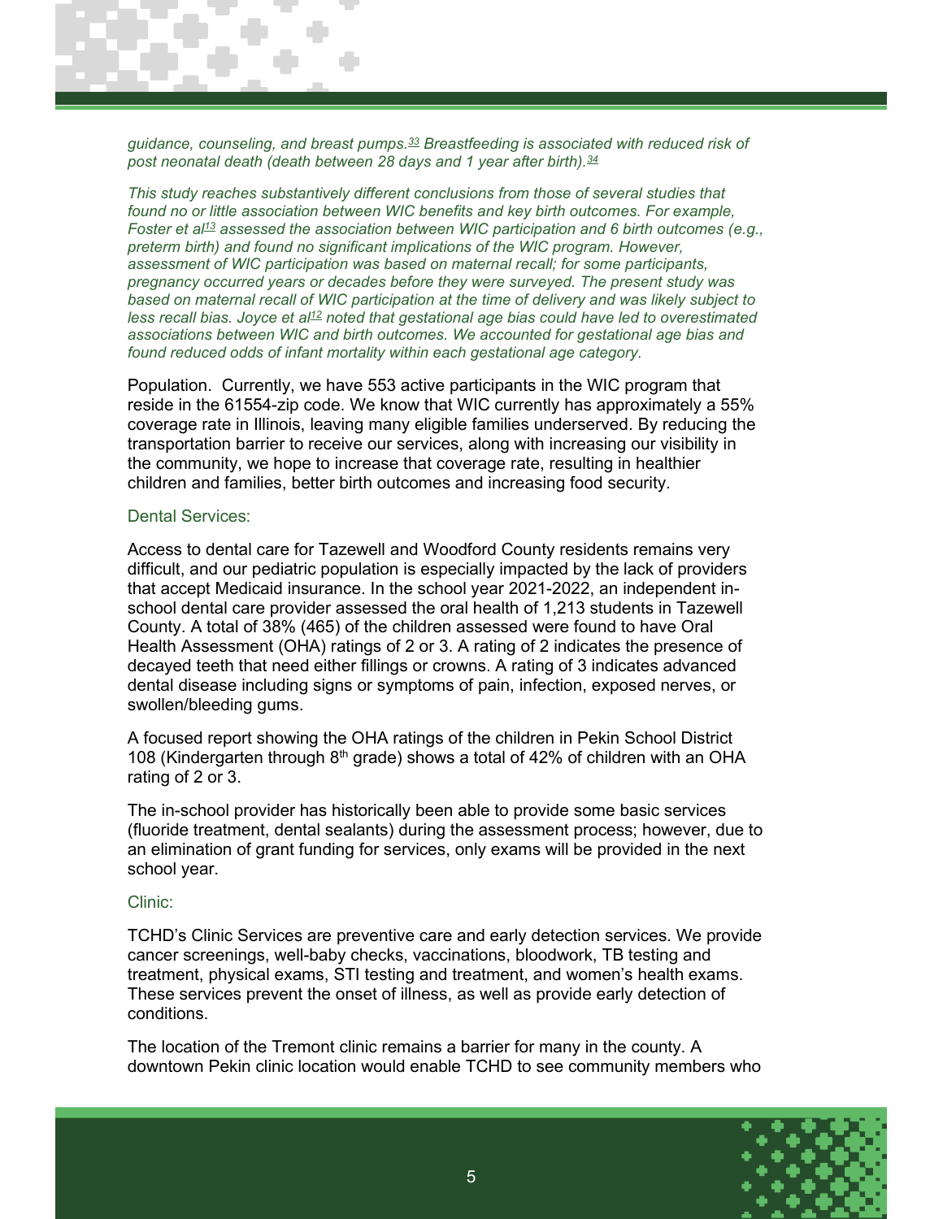*guidance, counseling, and breast pumps.[33] Breastfeeding is associated with reduced risk of post neonatal death (death between 28 days and 1 year after birth).[34]*

*This study reaches substantively different conclusions from those of several studies that found no or little association between WIC benefits and key birth outcomes. For example, Foster et al[13] assessed the association between WIC participation and 6 birth outcomes (e.g., preterm birth) and found no significant implications of the WIC program. However, assessment of WIC participation was based on maternal recall; for some participants, pregnancy occurred years or decades before they were surveyed. The present study was based on maternal recall of WIC participation at the time of delivery and was likely subject to less recall bias. Joyce et al[12] noted that gestational age bias could have led to overestimated associations between WIC and birth outcomes. We accounted for gestational age bias and found reduced odds of infant mortality within each gestational age category.*

Population. Currently, we have 553 active participants in the WIC program that reside in the 61554-zip code. We know that WIC currently has approximately a 55% coverage rate in Illinois, leaving many eligible families underserved. By reducing the transportation barrier to receive our services, along with increasing our visibility in the community, we hope to increase that coverage rate, resulting in healthier children and families, better birth outcomes and increasing food security.

### Dental Services:

Access to dental care for Tazewell and Woodford County residents remains very difficult, and our pediatric population is especially impacted by the lack of providers that accept Medicaid insurance. In the school year 2021-2022, an independent in-school dental care provider assessed the oral health of 1,213 students in Tazewell County. A total of 38% (465) of the children assessed were found to have Oral Health Assessment (OHA) ratings of 2 or 3. A rating of 2 indicates the presence of decayed teeth that need either fillings or crowns. A rating of 3 indicates advanced dental disease including signs or symptoms of pain, infection, exposed nerves, or swollen/bleeding gums.

A focused report showing the OHA ratings of the children in Pekin School District 108 (Kindergarten through 8th grade) shows a total of 42% of children with an OHA rating of 2 or 3.

The in-school provider has historically been able to provide some basic services (fluoride treatment, dental sealants) during the assessment process; however, due to an elimination of grant funding for services, only exams will be provided in the next school year.

### Clinic:

TCHD's Clinic Services are preventive care and early detection services. We provide cancer screenings, well-baby checks, vaccinations, bloodwork, TB testing and treatment, physical exams, STI testing and treatment, and women's health exams. These services prevent the onset of illness, as well as provide early detection of conditions.

The location of the Tremont clinic remains a barrier for many in the county. A downtown Pekin clinic location would enable TCHD to see community members who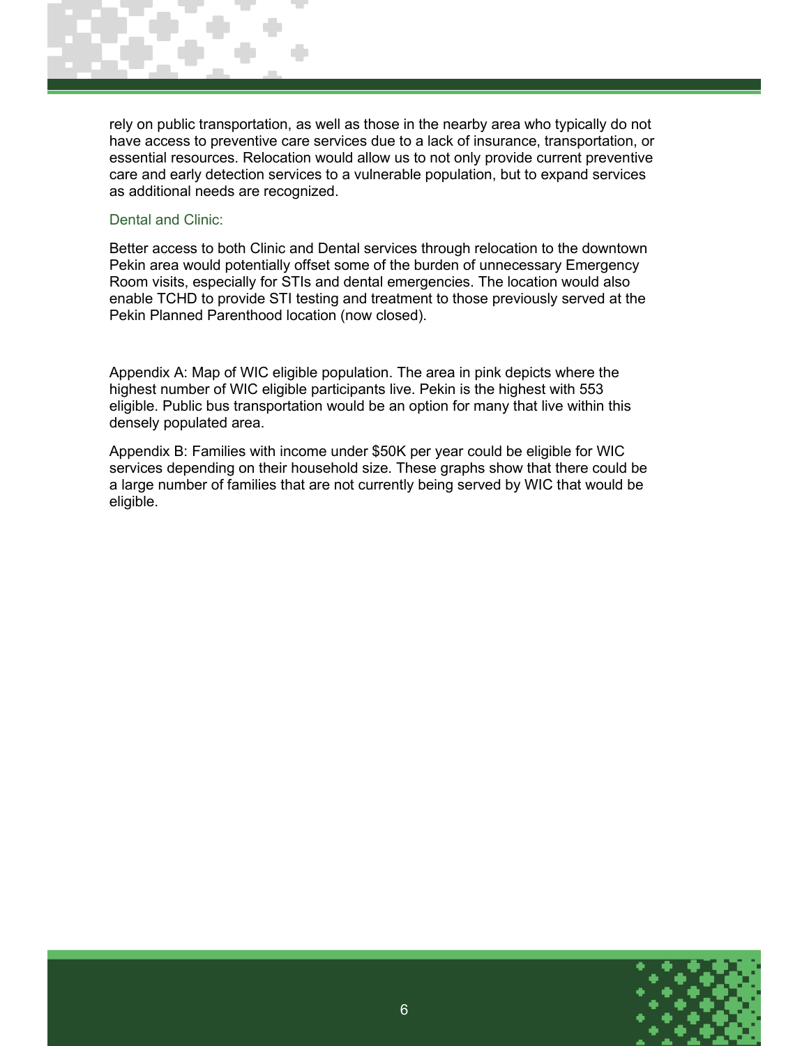rely on public transportation, as well as those in the nearby area who typically do not have access to preventive care services due to a lack of insurance, transportation, or essential resources. Relocation would allow us to not only provide current preventive care and early detection services to a vulnerable population, but to expand services as additional needs are recognized.

### Dental and Clinic:

Better access to both Clinic and Dental services through relocation to the downtown Pekin area would potentially offset some of the burden of unnecessary Emergency Room visits, especially for STIs and dental emergencies. The location would also enable TCHD to provide STI testing and treatment to those previously served at the Pekin Planned Parenthood location (now closed).

Appendix A: Map of WIC eligible population. The area in pink depicts where the highest number of WIC eligible participants live. Pekin is the highest with 553 eligible. Public bus transportation would be an option for many that live within this densely populated area.

Appendix B: Families with income under $50K per year could be eligible for WIC services depending on their household size. These graphs show that there could be a large number of families that are not currently being served by WIC that would be eligible.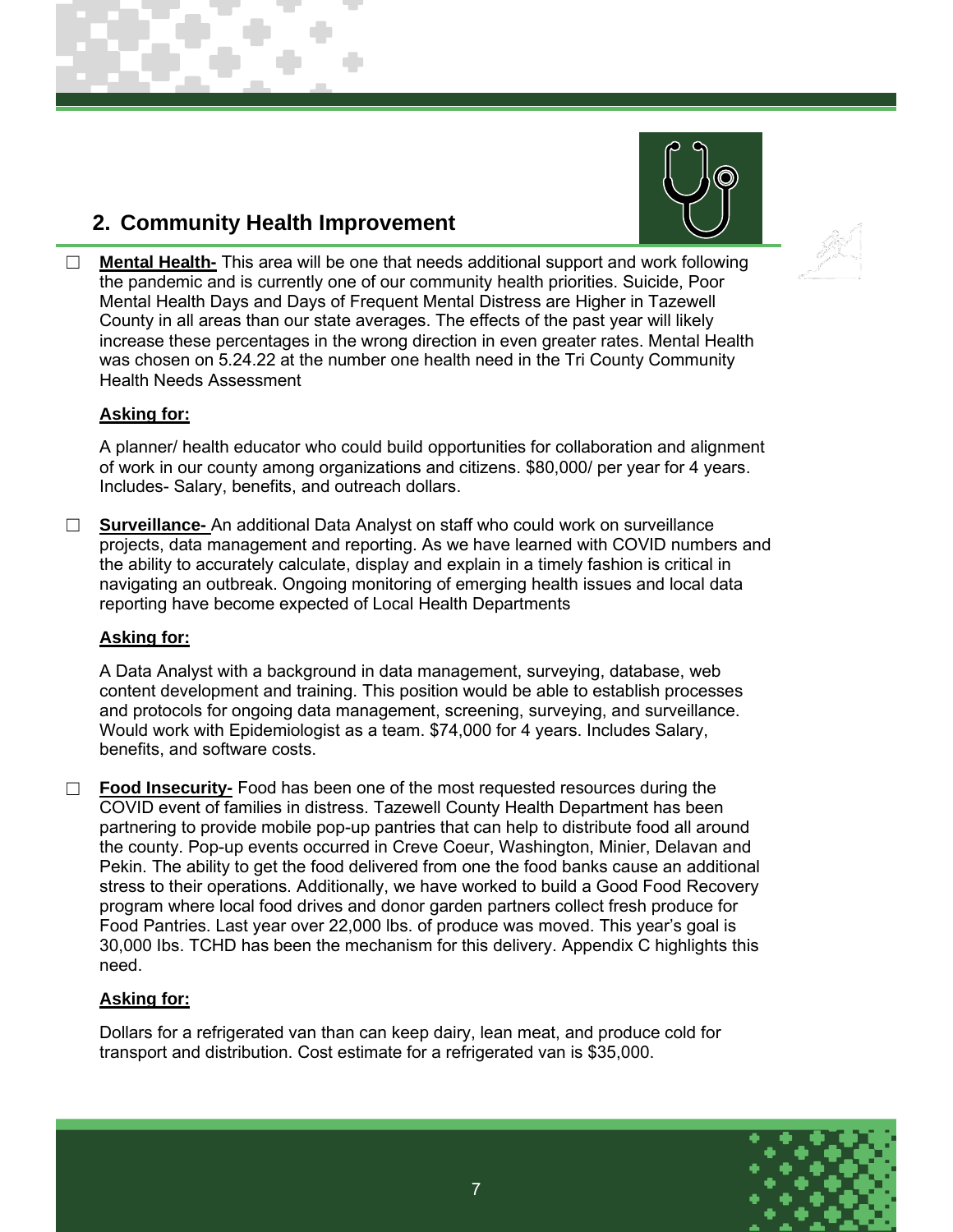## 2. Community Health Improvement

- **Mental Health-** This area will be one that needs additional support and work following the pandemic and is currently one of our community health priorities. Suicide, Poor Mental Health Days and Days of Frequent Mental Distress are Higher in Tazewell County in all areas than our state averages. The effects of the past year will likely increase these percentages in the wrong direction in even greater rates. Mental Health was chosen on 5.24.22 at the number one health need in the Tri County Community Health Needs Assessment

  **Asking for:**

  A planner/ health educator who could build opportunities for collaboration and alignment of work in our county among organizations and citizens. $80,000/ per year for 4 years. Includes- Salary, benefits, and outreach dollars.

- **Surveillance-** An additional Data Analyst on staff who could work on surveillance projects, data management and reporting. As we have learned with COVID numbers and the ability to accurately calculate, display and explain in a timely fashion is critical in navigating an outbreak. Ongoing monitoring of emerging health issues and local data reporting have become expected of Local Health Departments

  **Asking for:**

  A Data Analyst with a background in data management, surveying, database, web content development and training. This position would be able to establish processes and protocols for ongoing data management, screening, surveying, and surveillance. Would work with Epidemiologist as a team. $74,000 for 4 years. Includes Salary, benefits, and software costs.

- **Food Insecurity-** Food has been one of the most requested resources during the COVID event of families in distress. Tazewell County Health Department has been partnering to provide mobile pop-up pantries that can help to distribute food all around the county. Pop-up events occurred in Creve Coeur, Washington, Minier, Delavan and Pekin. The ability to get the food delivered from one the food banks cause an additional stress to their operations. Additionally, we have worked to build a Good Food Recovery program where local food drives and donor garden partners collect fresh produce for Food Pantries. Last year over 22,000 lbs. of produce was moved. This year's goal is 30,000 lbs. TCHD has been the mechanism for this delivery. Appendix C highlights this need.

  **Asking for:**

  Dollars for a refrigerated van than can keep dairy, lean meat, and produce cold for transport and distribution. Cost estimate for a refrigerated van is $35,000.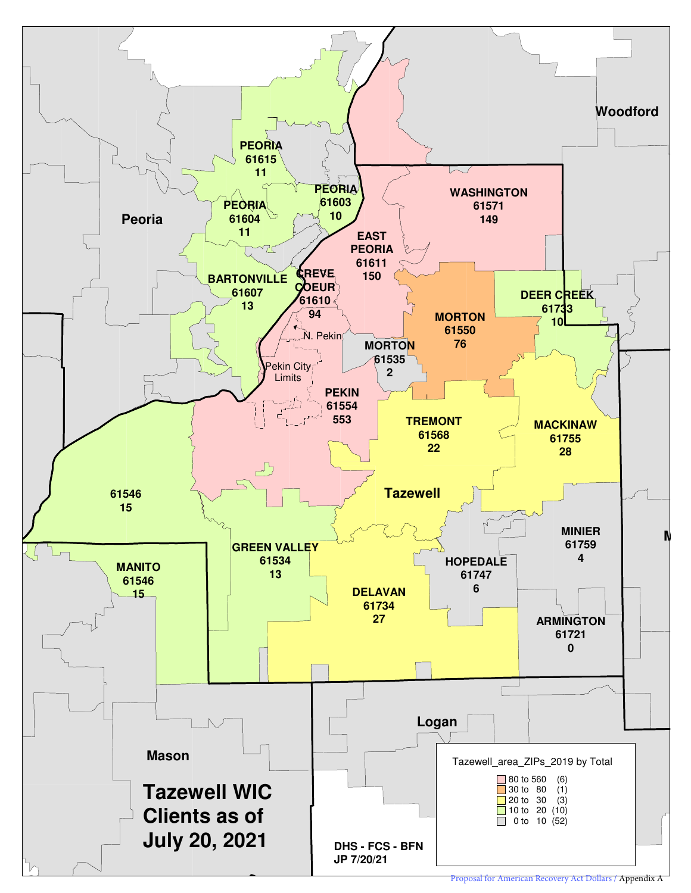# Tazewell WIC Clients as of July 20, 2021

| Area | ZIP | Total |
|---|---|---|
| PEORIA | 61615 | 11 |
| PEORIA | 61604 | 11 |
| PEORIA | 61603 | 10 |
| BARTONVILLE | 61607 | 13 |
| CREVE COEUR | 61610 | 94 |
| EAST PEORIA | 61611 | 150 |
| WASHINGTON | 61571 | 149 |
| MORTON | 61550 | 76 |
| MORTON | 61535 | 2 |
| DEER CREEK | 61733 | 10 |
| PEKIN | 61554 | 553 |
| TREMONT | 61568 | 22 |
| MACKINAW | 61755 | 28 |
| | 61546 | 15 |
| MANITO | 61546 | 15 |
| GREEN VALLEY | 61534 | 13 |
| DELAVAN | 61734 | 27 |
| HOPEDALE | 61747 | 6 |
| MINIER | 61759 | 4 |
| ARMINGTON | 61721 | 0 |

Map labels: Woodford, Peoria, Tazewell, Logan, Mason, N. Pekin, Pekin City Limits

**Tazewell_area_ZIPs_2019 by Total**

| Range | Count |
|---|---|
| 80 to 560 | (6) |
| 30 to 80 | (1) |
| 20 to 30 | (3) |
| 10 to 20 | (10) |
| 0 to 10 | (52) |

DHS - FCS - BFN
JP 7/20/21

Proposal for American Recovery Act Dollars / Appendix A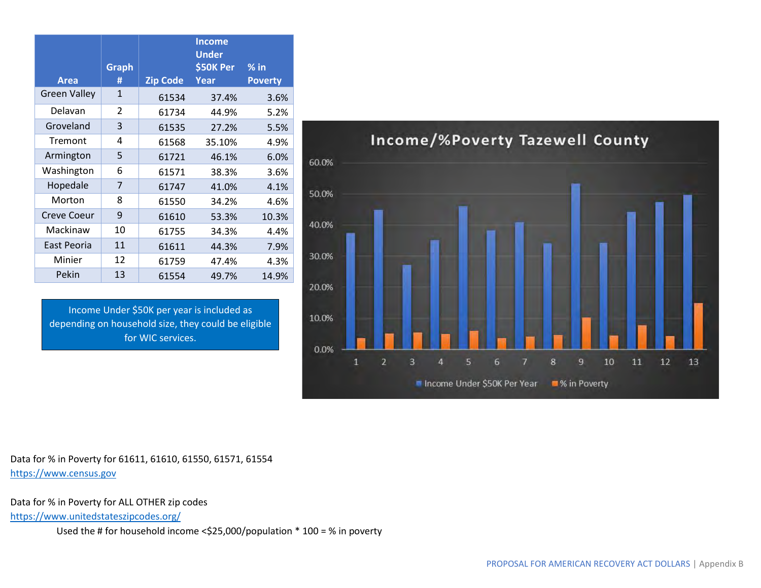| Area | Graph # | Zip Code | Income Under $50K Per Year | % in Poverty |
|---|---|---|---|---|
| Green Valley | 1 | 61534 | 37.4% | 3.6% |
| Delavan | 2 | 61734 | 44.9% | 5.2% |
| Groveland | 3 | 61535 | 27.2% | 5.5% |
| Tremont | 4 | 61568 | 35.10% | 4.9% |
| Armington | 5 | 61721 | 46.1% | 6.0% |
| Washington | 6 | 61571 | 38.3% | 3.6% |
| Hopedale | 7 | 61747 | 41.0% | 4.1% |
| Morton | 8 | 61550 | 34.2% | 4.6% |
| Creve Coeur | 9 | 61610 | 53.3% | 10.3% |
| Mackinaw | 10 | 61755 | 34.3% | 4.4% |
| East Peoria | 11 | 61611 | 44.3% | 7.9% |
| Minier | 12 | 61759 | 47.4% | 4.3% |
| Pekin | 13 | 61554 | 49.7% | 14.9% |

Income Under $50K per year is included as depending on household size, they could be eligible for WIC services.

**Income/%Poverty Tazewell County**

Data for % in Poverty for 61611, 61610, 61550, 61571, 61554
https://www.census.gov

Data for % in Poverty for ALL OTHER zip codes
https://www.unitedstateszipcodes.org/
Used the # for household income <$25,000/population * 100 = % in poverty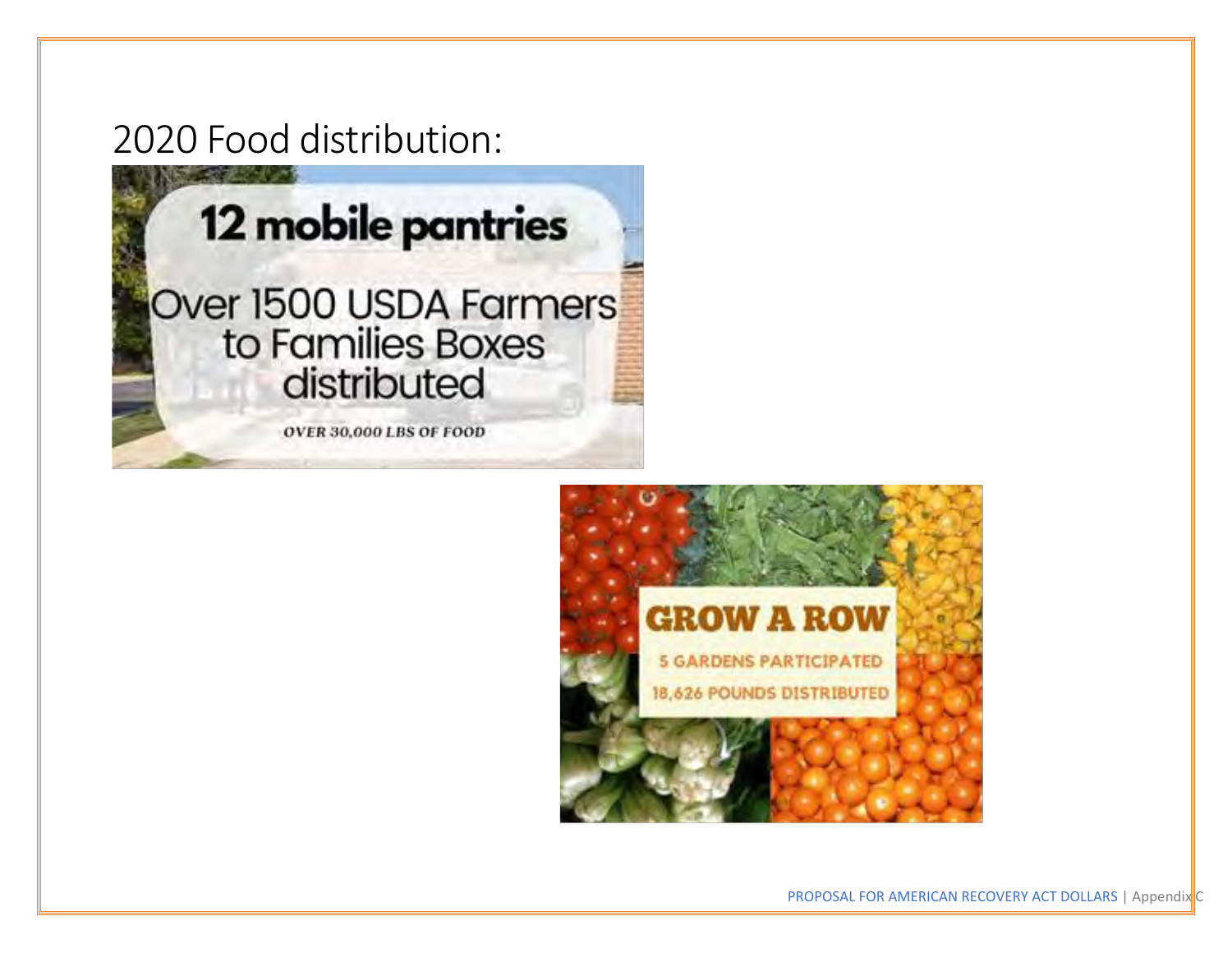# 2020 Food distribution:

12 mobile pantries

Over 1500 USDA Farmers to Families Boxes distributed

OVER 30,000 LBS OF FOOD

GROW A ROW

5 GARDENS PARTICIPATED

18,626 POUNDS DISTRIBUTED